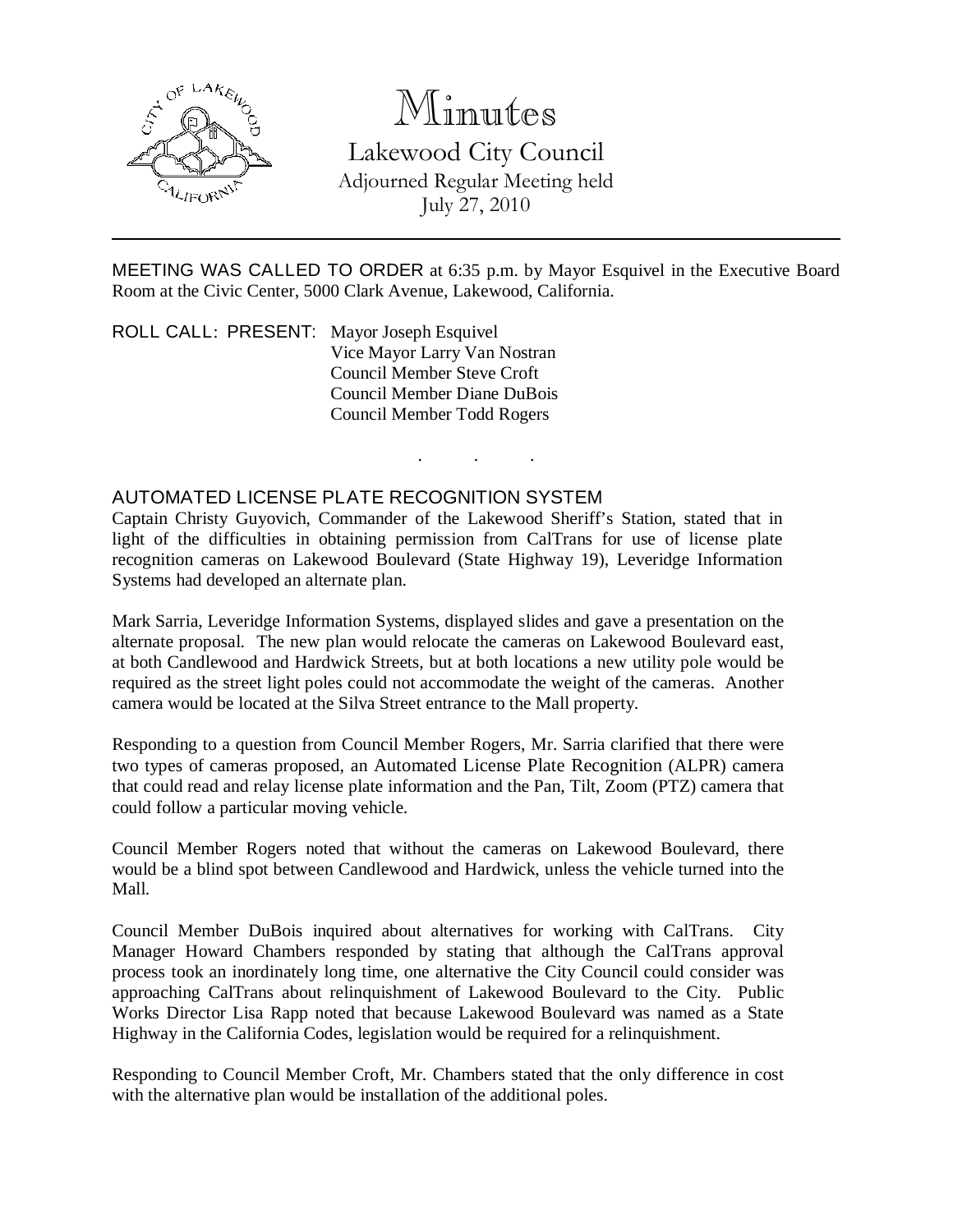# Minutes

## Lakewood City Council

Adjourned Regular Meeting held
July 27, 2010

---

MEETING WAS CALLED TO ORDER at 6:35 p.m. by Mayor Esquivel in the Executive Board Room at the Civic Center, 5000 Clark Avenue, Lakewood, California.

ROLL CALL: PRESENT: Mayor Joseph Esquivel
Vice Mayor Larry Van Nostran
Council Member Steve Croft
Council Member Diane DuBois
Council Member Todd Rogers

. . .

### AUTOMATED LICENSE PLATE RECOGNITION SYSTEM

Captain Christy Guyovich, Commander of the Lakewood Sheriff's Station, stated that in light of the difficulties in obtaining permission from CalTrans for use of license plate recognition cameras on Lakewood Boulevard (State Highway 19), Leveridge Information Systems had developed an alternate plan.

Mark Sarria, Leveridge Information Systems, displayed slides and gave a presentation on the alternate proposal. The new plan would relocate the cameras on Lakewood Boulevard east, at both Candlewood and Hardwick Streets, but at both locations a new utility pole would be required as the street light poles could not accommodate the weight of the cameras. Another camera would be located at the Silva Street entrance to the Mall property.

Responding to a question from Council Member Rogers, Mr. Sarria clarified that there were two types of cameras proposed, an Automated License Plate Recognition (ALPR) camera that could read and relay license plate information and the Pan, Tilt, Zoom (PTZ) camera that could follow a particular moving vehicle.

Council Member Rogers noted that without the cameras on Lakewood Boulevard, there would be a blind spot between Candlewood and Hardwick, unless the vehicle turned into the Mall.

Council Member DuBois inquired about alternatives for working with CalTrans. City Manager Howard Chambers responded by stating that although the CalTrans approval process took an inordinately long time, one alternative the City Council could consider was approaching CalTrans about relinquishment of Lakewood Boulevard to the City. Public Works Director Lisa Rapp noted that because Lakewood Boulevard was named as a State Highway in the California Codes, legislation would be required for a relinquishment.

Responding to Council Member Croft, Mr. Chambers stated that the only difference in cost with the alternative plan would be installation of the additional poles.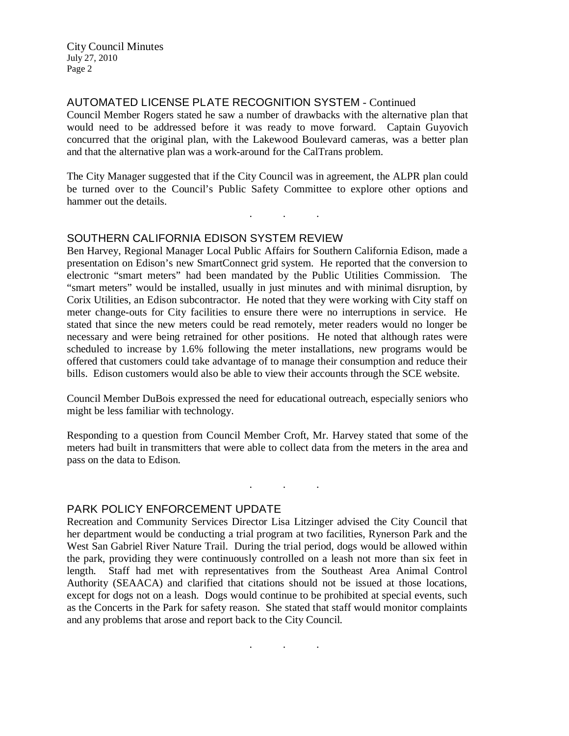## AUTOMATED LICENSE PLATE RECOGNITION SYSTEM - Continued

Council Member Rogers stated he saw a number of drawbacks with the alternative plan that would need to be addressed before it was ready to move forward. Captain Guyovich concurred that the original plan, with the Lakewood Boulevard cameras, was a better plan and that the alternative plan was a work-around for the CalTrans problem.

The City Manager suggested that if the City Council was in agreement, the ALPR plan could be turned over to the Council's Public Safety Committee to explore other options and hammer out the details.

. . .

## SOUTHERN CALIFORNIA EDISON SYSTEM REVIEW

Ben Harvey, Regional Manager Local Public Affairs for Southern California Edison, made a presentation on Edison's new SmartConnect grid system. He reported that the conversion to electronic "smart meters" had been mandated by the Public Utilities Commission. The "smart meters" would be installed, usually in just minutes and with minimal disruption, by Corix Utilities, an Edison subcontractor. He noted that they were working with City staff on meter change-outs for City facilities to ensure there were no interruptions in service. He stated that since the new meters could be read remotely, meter readers would no longer be necessary and were being retrained for other positions. He noted that although rates were scheduled to increase by 1.6% following the meter installations, new programs would be offered that customers could take advantage of to manage their consumption and reduce their bills. Edison customers would also be able to view their accounts through the SCE website.

Council Member DuBois expressed the need for educational outreach, especially seniors who might be less familiar with technology.

Responding to a question from Council Member Croft, Mr. Harvey stated that some of the meters had built in transmitters that were able to collect data from the meters in the area and pass on the data to Edison.

. . .

## PARK POLICY ENFORCEMENT UPDATE

Recreation and Community Services Director Lisa Litzinger advised the City Council that her department would be conducting a trial program at two facilities, Rynerson Park and the West San Gabriel River Nature Trail. During the trial period, dogs would be allowed within the park, providing they were continuously controlled on a leash not more than six feet in length. Staff had met with representatives from the Southeast Area Animal Control Authority (SEAACA) and clarified that citations should not be issued at those locations, except for dogs not on a leash. Dogs would continue to be prohibited at special events, such as the Concerts in the Park for safety reason. She stated that staff would monitor complaints and any problems that arose and report back to the City Council.

. . .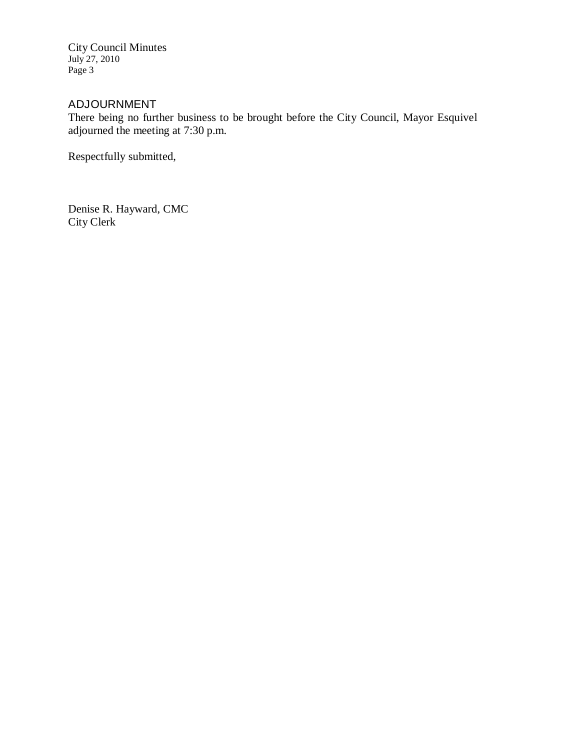## ADJOURNMENT

There being no further business to be brought before the City Council, Mayor Esquivel adjourned the meeting at 7:30 p.m.

Respectfully submitted,

Denise R. Hayward, CMC
City Clerk